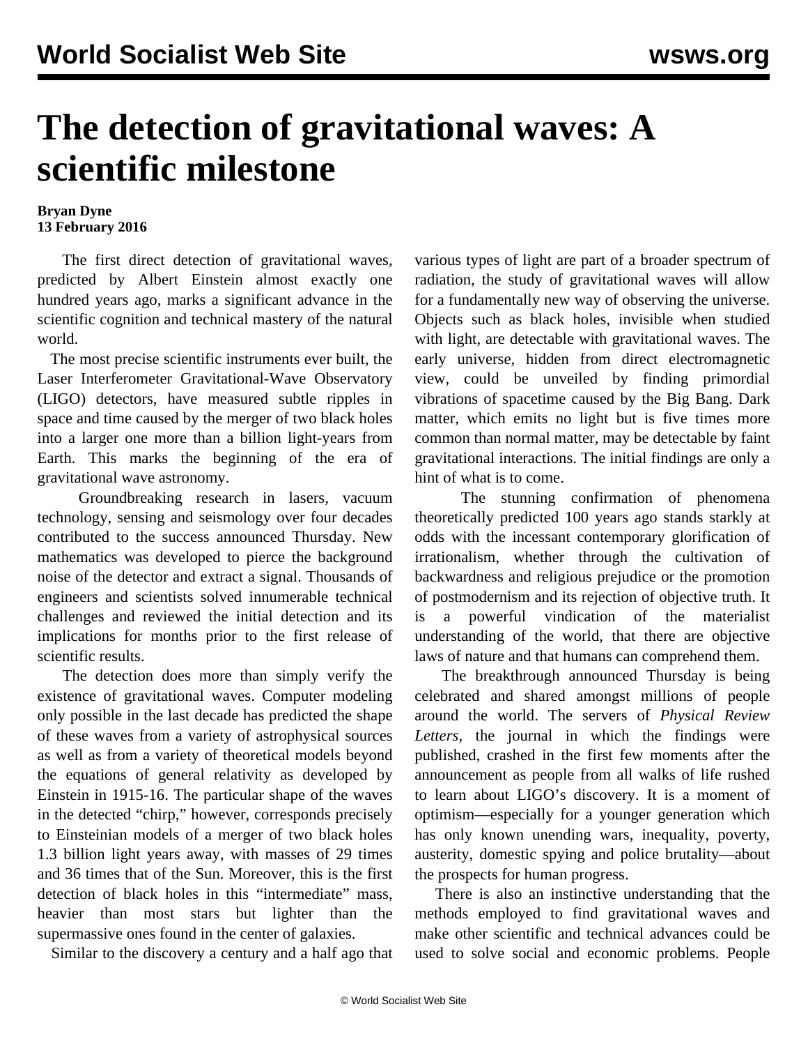# The detection of gravitational waves: A scientific milestone

**Bryan Dyne**
**13 February 2016**

The first direct detection of gravitational waves, predicted by Albert Einstein almost exactly one hundred years ago, marks a significant advance in the scientific cognition and technical mastery of the natural world.

The most precise scientific instruments ever built, the Laser Interferometer Gravitational-Wave Observatory (LIGO) detectors, have measured subtle ripples in space and time caused by the merger of two black holes into a larger one more than a billion light-years from Earth. This marks the beginning of the era of gravitational wave astronomy.

Groundbreaking research in lasers, vacuum technology, sensing and seismology over four decades contributed to the success announced Thursday. New mathematics was developed to pierce the background noise of the detector and extract a signal. Thousands of engineers and scientists solved innumerable technical challenges and reviewed the initial detection and its implications for months prior to the first release of scientific results.

The detection does more than simply verify the existence of gravitational waves. Computer modeling only possible in the last decade has predicted the shape of these waves from a variety of astrophysical sources as well as from a variety of theoretical models beyond the equations of general relativity as developed by Einstein in 1915-16. The particular shape of the waves in the detected "chirp," however, corresponds precisely to Einsteinian models of a merger of two black holes 1.3 billion light years away, with masses of 29 times and 36 times that of the Sun. Moreover, this is the first detection of black holes in this "intermediate" mass, heavier than most stars but lighter than the supermassive ones found in the center of galaxies.

Similar to the discovery a century and a half ago that various types of light are part of a broader spectrum of radiation, the study of gravitational waves will allow for a fundamentally new way of observing the universe. Objects such as black holes, invisible when studied with light, are detectable with gravitational waves. The early universe, hidden from direct electromagnetic view, could be unveiled by finding primordial vibrations of spacetime caused by the Big Bang. Dark matter, which emits no light but is five times more common than normal matter, may be detectable by faint gravitational interactions. The initial findings are only a hint of what is to come.

The stunning confirmation of phenomena theoretically predicted 100 years ago stands starkly at odds with the incessant contemporary glorification of irrationalism, whether through the cultivation of backwardness and religious prejudice or the promotion of postmodernism and its rejection of objective truth. It is a powerful vindication of the materialist understanding of the world, that there are objective laws of nature and that humans can comprehend them.

The breakthrough announced Thursday is being celebrated and shared amongst millions of people around the world. The servers of *Physical Review Letters*, the journal in which the findings were published, crashed in the first few moments after the announcement as people from all walks of life rushed to learn about LIGO's discovery. It is a moment of optimism—especially for a younger generation which has only known unending wars, inequality, poverty, austerity, domestic spying and police brutality—about the prospects for human progress.

There is also an instinctive understanding that the methods employed to find gravitational waves and make other scientific and technical advances could be used to solve social and economic problems. People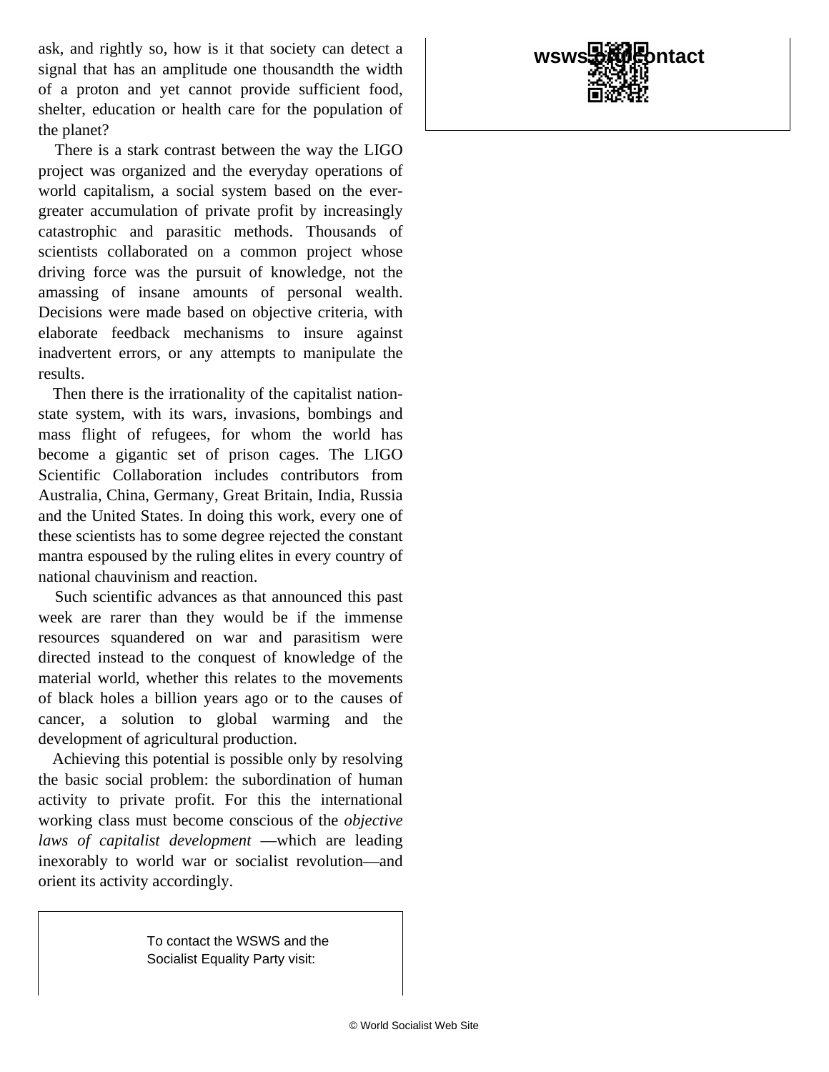ask, and rightly so, how is it that society can detect a signal that has an amplitude one thousandth the width of a proton and yet cannot provide sufficient food, shelter, education or health care for the population of the planet?

There is a stark contrast between the way the LIGO project was organized and the everyday operations of world capitalism, a social system based on the ever-greater accumulation of private profit by increasingly catastrophic and parasitic methods. Thousands of scientists collaborated on a common project whose driving force was the pursuit of knowledge, not the amassing of insane amounts of personal wealth. Decisions were made based on objective criteria, with elaborate feedback mechanisms to insure against inadvertent errors, or any attempts to manipulate the results.

Then there is the irrationality of the capitalist nation-state system, with its wars, invasions, bombings and mass flight of refugees, for whom the world has become a gigantic set of prison cages. The LIGO Scientific Collaboration includes contributors from Australia, China, Germany, Great Britain, India, Russia and the United States. In doing this work, every one of these scientists has to some degree rejected the constant mantra espoused by the ruling elites in every country of national chauvinism and reaction.

Such scientific advances as that announced this past week are rarer than they would be if the immense resources squandered on war and parasitism were directed instead to the conquest of knowledge of the material world, whether this relates to the movements of black holes a billion years ago or to the causes of cancer, a solution to global warming and the development of agricultural production.

Achieving this potential is possible only by resolving the basic social problem: the subordination of human activity to private profit. For this the international working class must become conscious of the *objective laws of capitalist development* —which are leading inexorably to world war or socialist revolution—and orient its activity accordingly.

To contact the WSWS and the Socialist Equality Party visit:

**wsws.org/contact**